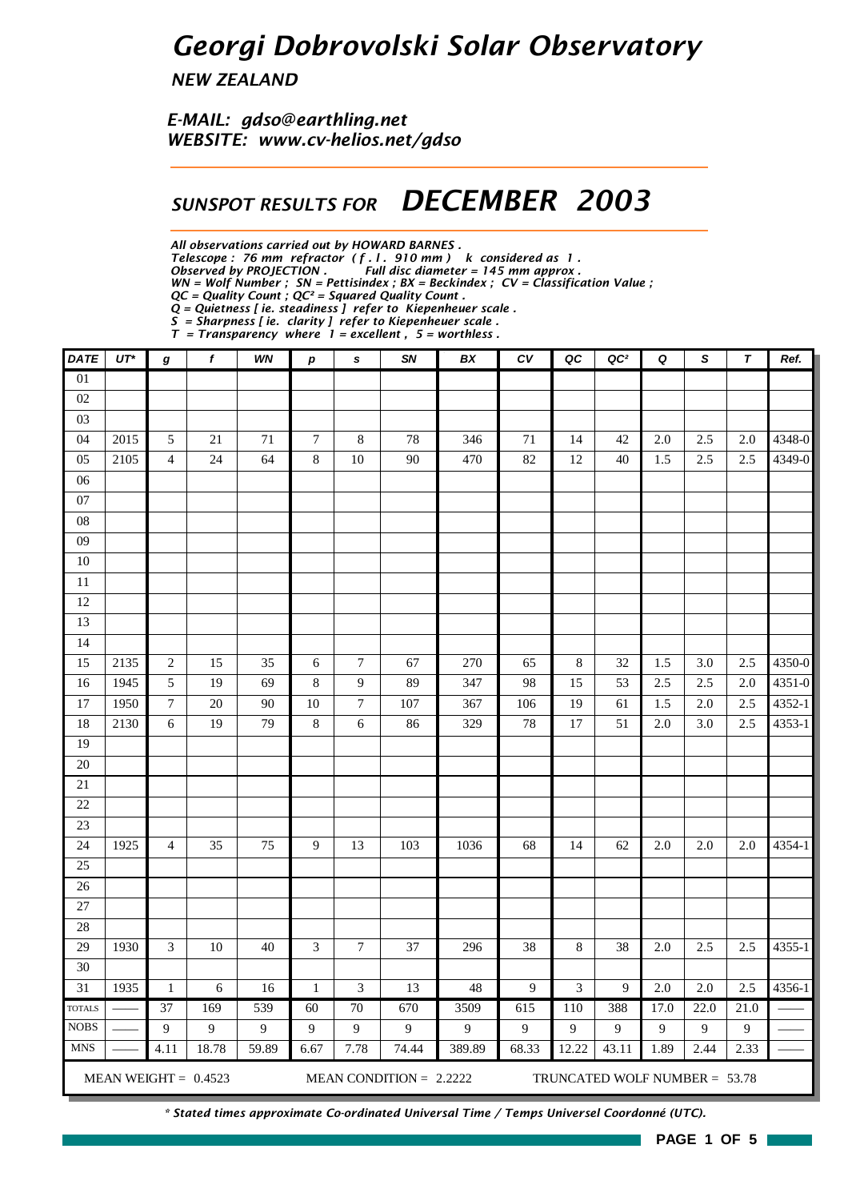# Georgi Dobrovolski Solar Observatory

*NEW ZEALAND*

*E-MAIL: gdso@earthling.net*
*WEBSITE: www.cv-helios.net/gdso*

## SUNSPOT RESULTS FOR *DECEMBER 2003*

*All observations carried out by HOWARD BARNES .*
*Telescope : 76 mm refractor ( f . l . 910 mm ) k considered as 1 .*
*Observed by PROJECTION . Full disc diameter = 145 mm approx .*
*WN = Wolf Number ; SN = Pettisindex ; BX = Beckindex ; CV = Classification Value ;*
*QC = Quality Count ; QC² = Squared Quality Count .*
*Q = Quietness [ ie. steadiness ] refer to Kiepenheuer scale .*
*S = Sharpness [ ie. clarity ] refer to Kiepenheuer scale .*
*T = Transparency where 1 = excellent , 5 = worthless .*

| DATE | UT* | g | f | WN | p | s | SN | BX | CV | QC | QC² | Q | S | T | Ref. |
|---|---|---|---|---|---|---|---|---|---|---|---|---|---|---|---|
| 01 | | | | | | | | | | | | | | | |
| 02 | | | | | | | | | | | | | | | |
| 03 | | | | | | | | | | | | | | | |
| 04 | 2015 | 5 | 21 | 71 | 7 | 8 | 78 | 346 | 71 | 14 | 42 | 2.0 | 2.5 | 2.0 | 4348-0 |
| 05 | 2105 | 4 | 24 | 64 | 8 | 10 | 90 | 470 | 82 | 12 | 40 | 1.5 | 2.5 | 2.5 | 4349-0 |
| 06 | | | | | | | | | | | | | | | |
| 07 | | | | | | | | | | | | | | | |
| 08 | | | | | | | | | | | | | | | |
| 09 | | | | | | | | | | | | | | | |
| 10 | | | | | | | | | | | | | | | |
| 11 | | | | | | | | | | | | | | | |
| 12 | | | | | | | | | | | | | | | |
| 13 | | | | | | | | | | | | | | | |
| 14 | | | | | | | | | | | | | | | |
| 15 | 2135 | 2 | 15 | 35 | 6 | 7 | 67 | 270 | 65 | 8 | 32 | 1.5 | 3.0 | 2.5 | 4350-0 |
| 16 | 1945 | 5 | 19 | 69 | 8 | 9 | 89 | 347 | 98 | 15 | 53 | 2.5 | 2.5 | 2.0 | 4351-0 |
| 17 | 1950 | 7 | 20 | 90 | 10 | 7 | 107 | 367 | 106 | 19 | 61 | 1.5 | 2.0 | 2.5 | 4352-1 |
| 18 | 2130 | 6 | 19 | 79 | 8 | 6 | 86 | 329 | 78 | 17 | 51 | 2.0 | 3.0 | 2.5 | 4353-1 |
| 19 | | | | | | | | | | | | | | | |
| 20 | | | | | | | | | | | | | | | |
| 21 | | | | | | | | | | | | | | | |
| 22 | | | | | | | | | | | | | | | |
| 23 | | | | | | | | | | | | | | | |
| 24 | 1925 | 4 | 35 | 75 | 9 | 13 | 103 | 1036 | 68 | 14 | 62 | 2.0 | 2.0 | 2.0 | 4354-1 |
| 25 | | | | | | | | | | | | | | | |
| 26 | | | | | | | | | | | | | | | |
| 27 | | | | | | | | | | | | | | | |
| 28 | | | | | | | | | | | | | | | |
| 29 | 1930 | 3 | 10 | 40 | 3 | 7 | 37 | 296 | 38 | 8 | 38 | 2.0 | 2.5 | 2.5 | 4355-1 |
| 30 | | | | | | | | | | | | | | | |
| 31 | 1935 | 1 | 6 | 16 | 1 | 3 | 13 | 48 | 9 | 3 | 9 | 2.0 | 2.0 | 2.5 | 4356-1 |
| TOTALS | —— | 37 | 169 | 539 | 60 | 70 | 670 | 3509 | 615 | 110 | 388 | 17.0 | 22.0 | 21.0 | —— |
| NOBS | —— | 9 | 9 | 9 | 9 | 9 | 9 | 9 | 9 | 9 | 9 | 9 | 9 | 9 | —— |
| MNS | —— | 4.11 | 18.78 | 59.89 | 6.67 | 7.78 | 74.44 | 389.89 | 68.33 | 12.22 | 43.11 | 1.89 | 2.44 | 2.33 | —— |

MEAN WEIGHT = 0.4523 MEAN CONDITION = 2.2222 TRUNCATED WOLF NUMBER = 53.78

*\* Stated times approximate Co-ordinated Universal Time / Temps Universel Coordonné (UTC).*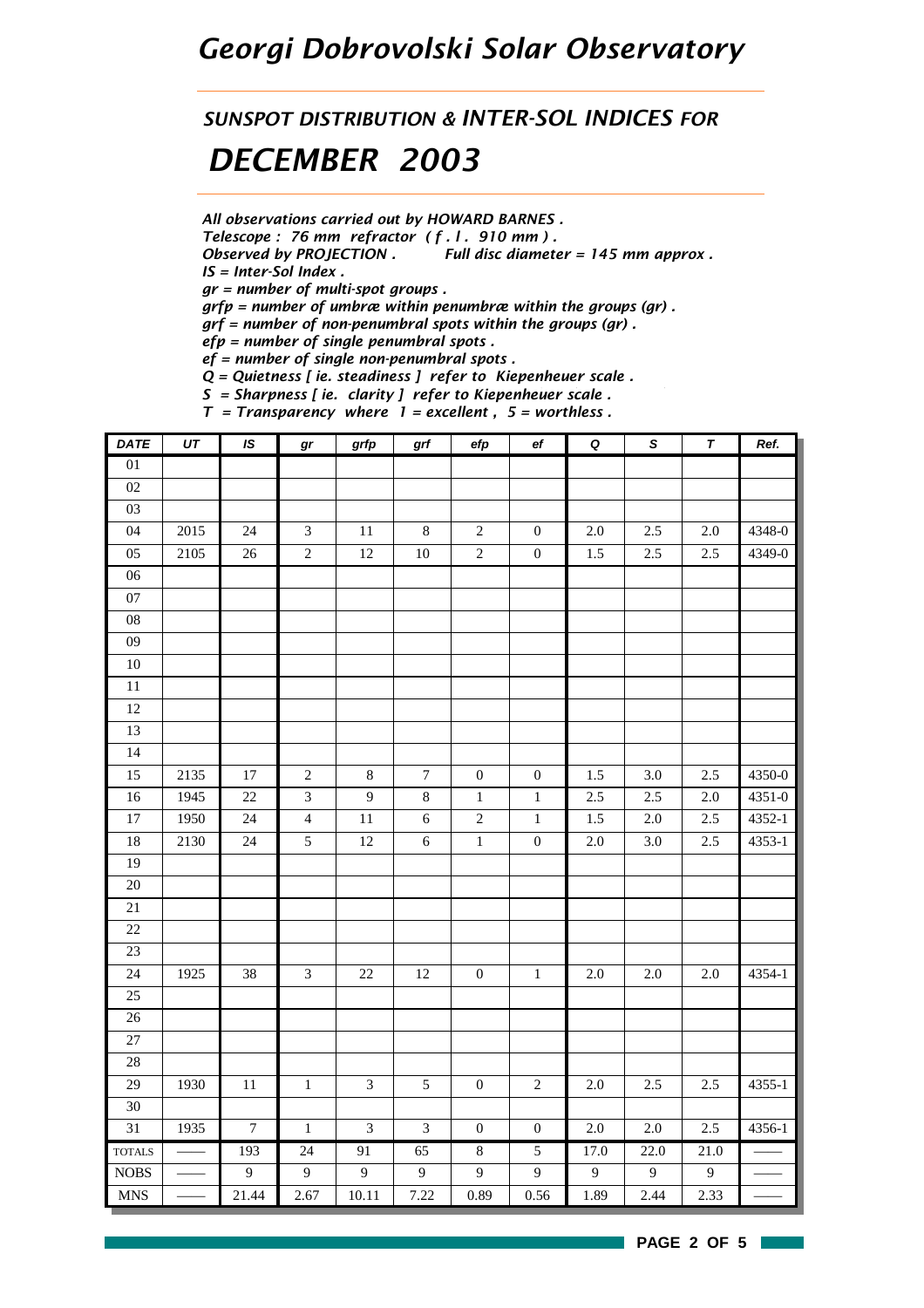# Georgi Dobrovolski Solar Observatory

## *SUNSPOT DISTRIBUTION & INTER-SOL INDICES FOR*

# *DECEMBER 2003*

*All observations carried out by HOWARD BARNES .*
*Telescope : 76 mm refractor ( f . l . 910 mm ) .*
*Observed by PROJECTION . Full disc diameter = 145 mm approx .*
*IS = Inter-Sol Index .*
*gr = number of multi-spot groups .*
*grfp = number of umbræ within penumbræ within the groups (gr) .*
*grf = number of non-penumbral spots within the groups (gr) .*
*efp = number of single penumbral spots .*
*ef = number of single non-penumbral spots .*
*Q = Quietness [ ie. steadiness ] refer to Kiepenheuer scale .*
*S = Sharpness [ ie. clarity ] refer to Kiepenheuer scale .*
*T = Transparency where 1 = excellent , 5 = worthless .*

| DATE | UT | IS | gr | grfp | grf | efp | ef | Q | S | T | Ref. |
|---|---|---|---|---|---|---|---|---|---|---|---|
| 01 | | | | | | | | | | | |
| 02 | | | | | | | | | | | |
| 03 | | | | | | | | | | | |
| 04 | 2015 | 24 | 3 | 11 | 8 | 2 | 0 | 2.0 | 2.5 | 2.0 | 4348-0 |
| 05 | 2105 | 26 | 2 | 12 | 10 | 2 | 0 | 1.5 | 2.5 | 2.5 | 4349-0 |
| 06 | | | | | | | | | | | |
| 07 | | | | | | | | | | | |
| 08 | | | | | | | | | | | |
| 09 | | | | | | | | | | | |
| 10 | | | | | | | | | | | |
| 11 | | | | | | | | | | | |
| 12 | | | | | | | | | | | |
| 13 | | | | | | | | | | | |
| 14 | | | | | | | | | | | |
| 15 | 2135 | 17 | 2 | 8 | 7 | 0 | 0 | 1.5 | 3.0 | 2.5 | 4350-0 |
| 16 | 1945 | 22 | 3 | 9 | 8 | 1 | 1 | 2.5 | 2.5 | 2.0 | 4351-0 |
| 17 | 1950 | 24 | 4 | 11 | 6 | 2 | 1 | 1.5 | 2.0 | 2.5 | 4352-1 |
| 18 | 2130 | 24 | 5 | 12 | 6 | 1 | 0 | 2.0 | 3.0 | 2.5 | 4353-1 |
| 19 | | | | | | | | | | | |
| 20 | | | | | | | | | | | |
| 21 | | | | | | | | | | | |
| 22 | | | | | | | | | | | |
| 23 | | | | | | | | | | | |
| 24 | 1925 | 38 | 3 | 22 | 12 | 0 | 1 | 2.0 | 2.0 | 2.0 | 4354-1 |
| 25 | | | | | | | | | | | |
| 26 | | | | | | | | | | | |
| 27 | | | | | | | | | | | |
| 28 | | | | | | | | | | | |
| 29 | 1930 | 11 | 1 | 3 | 5 | 0 | 2 | 2.0 | 2.5 | 2.5 | 4355-1 |
| 30 | | | | | | | | | | | |
| 31 | 1935 | 7 | 1 | 3 | 3 | 0 | 0 | 2.0 | 2.0 | 2.5 | 4356-1 |
| TOTALS | —— | 193 | 24 | 91 | 65 | 8 | 5 | 17.0 | 22.0 | 21.0 | —— |
| NOBS | —— | 9 | 9 | 9 | 9 | 9 | 9 | 9 | 9 | 9 | —— |
| MNS | —— | 21.44 | 2.67 | 10.11 | 7.22 | 0.89 | 0.56 | 1.89 | 2.44 | 2.33 | —— |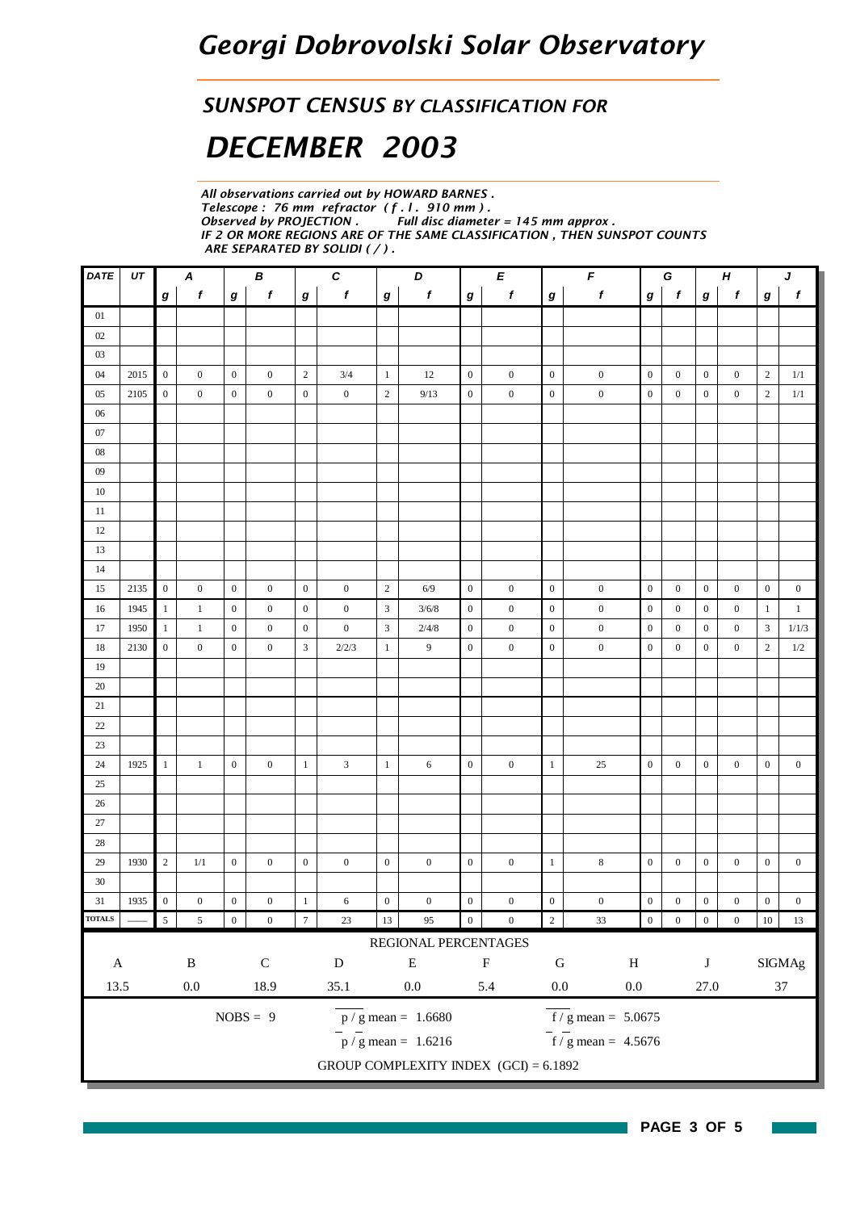# Georgi Dobrovolski Solar Observatory

## SUNSPOT CENSUS BY CLASSIFICATION FOR

# DECEMBER 2003

*All observations carried out by HOWARD BARNES .*
*Telescope : 76 mm refractor ( f . l . 910 mm ) .*
*Observed by PROJECTION . Full disc diameter = 145 mm approx .*
*IF 2 OR MORE REGIONS ARE OF THE SAME CLASSIFICATION , THEN SUNSPOT COUNTS ARE SEPARATED BY SOLIDI ( / ) .*

| DATE | UT | A | | B | | C | | D | | E | | F | | G | | H | | J | |
|---|---|---|---|---|---|---|---|---|---|---|---|---|---|---|---|---|---|---|---|
| | | g | f | g | f | g | f | g | f | g | f | g | f | g | f | g | f | g | f |
| 01 | | | | | | | | | | | | | | | | | | | |
| 02 | | | | | | | | | | | | | | | | | | | |
| 03 | | | | | | | | | | | | | | | | | | | |
| 04 | 2015 | 0 | 0 | 0 | 0 | 2 | 3/4 | 1 | 12 | 0 | 0 | 0 | 0 | 0 | 0 | 0 | 0 | 2 | 1/1 |
| 05 | 2105 | 0 | 0 | 0 | 0 | 0 | 0 | 2 | 9/13 | 0 | 0 | 0 | 0 | 0 | 0 | 0 | 0 | 2 | 1/1 |
| 06 | | | | | | | | | | | | | | | | | | | |
| 07 | | | | | | | | | | | | | | | | | | | |
| 08 | | | | | | | | | | | | | | | | | | | |
| 09 | | | | | | | | | | | | | | | | | | | |
| 10 | | | | | | | | | | | | | | | | | | | |
| 11 | | | | | | | | | | | | | | | | | | | |
| 12 | | | | | | | | | | | | | | | | | | | |
| 13 | | | | | | | | | | | | | | | | | | | |
| 14 | | | | | | | | | | | | | | | | | | | |
| 15 | 2135 | 0 | 0 | 0 | 0 | 0 | 0 | 2 | 6/9 | 0 | 0 | 0 | 0 | 0 | 0 | 0 | 0 | 0 | 0 |
| 16 | 1945 | 1 | 1 | 0 | 0 | 0 | 0 | 3 | 3/6/8 | 0 | 0 | 0 | 0 | 0 | 0 | 0 | 0 | 1 | 1 |
| 17 | 1950 | 1 | 1 | 0 | 0 | 0 | 0 | 3 | 2/4/8 | 0 | 0 | 0 | 0 | 0 | 0 | 0 | 0 | 3 | 1/1/3 |
| 18 | 2130 | 0 | 0 | 0 | 0 | 3 | 2/2/3 | 1 | 9 | 0 | 0 | 0 | 0 | 0 | 0 | 0 | 0 | 2 | 1/2 |
| 19 | | | | | | | | | | | | | | | | | | | |
| 20 | | | | | | | | | | | | | | | | | | | |
| 21 | | | | | | | | | | | | | | | | | | | |
| 22 | | | | | | | | | | | | | | | | | | | |
| 23 | | | | | | | | | | | | | | | | | | | |
| 24 | 1925 | 1 | 1 | 0 | 0 | 1 | 3 | 1 | 6 | 0 | 0 | 1 | 25 | 0 | 0 | 0 | 0 | 0 | 0 |
| 25 | | | | | | | | | | | | | | | | | | | |
| 26 | | | | | | | | | | | | | | | | | | | |
| 27 | | | | | | | | | | | | | | | | | | | |
| 28 | | | | | | | | | | | | | | | | | | | |
| 29 | 1930 | 2 | 1/1 | 0 | 0 | 0 | 0 | 0 | 0 | 0 | 0 | 1 | 8 | 0 | 0 | 0 | 0 | 0 | 0 |
| 30 | | | | | | | | | | | | | | | | | | | |
| 31 | 1935 | 0 | 0 | 0 | 0 | 1 | 6 | 0 | 0 | 0 | 0 | 0 | 0 | 0 | 0 | 0 | 0 | 0 | 0 |
| TOTALS | —— | 5 | 5 | 0 | 0 | 7 | 23 | 13 | 95 | 0 | 0 | 2 | 33 | 0 | 0 | 0 | 0 | 10 | 13 |

REGIONAL PERCENTAGES

| A | B | C | D | E | F | G | H | J | SIGMAg |
|---|---|---|---|---|---|---|---|---|---|
| 13.5 | 0.0 | 18.9 | 35.1 | 0.0 | 5.4 | 0.0 | 0.0 | 27.0 | 37 |

NOBS = 9

$\overline{p / g}$ mean = 1.6680

$\overline{f / g}$ mean = 5.0675

$\overline{p} / \overline{g}$ mean = 1.6216

$\overline{f} / \overline{g}$ mean = 4.5676

GROUP COMPLEXITY INDEX (GCI) = 6.1892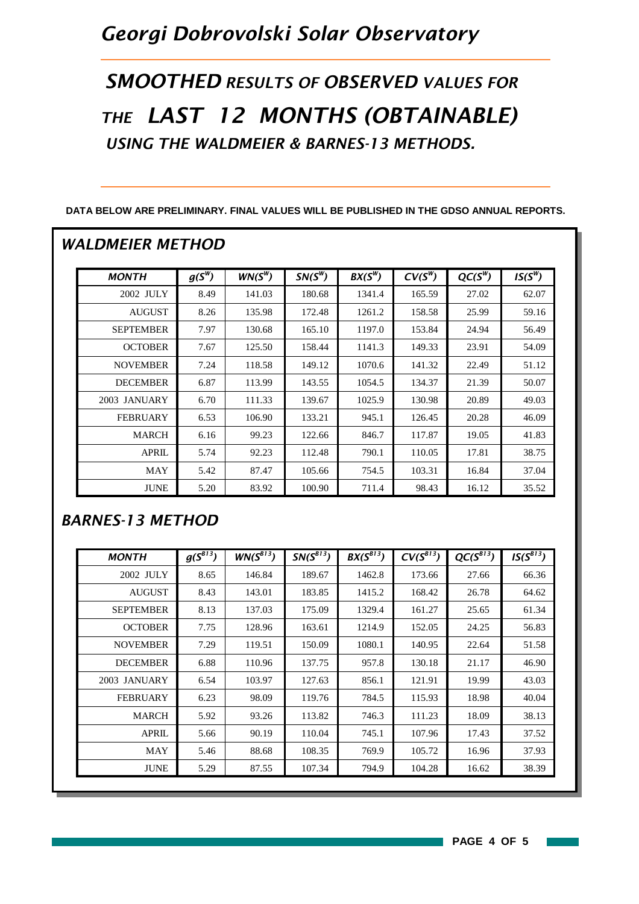# Georgi Dobrovolski Solar Observatory

## SMOOTHED RESULTS OF OBSERVED VALUES FOR THE LAST 12 MONTHS (OBTAINABLE) USING THE WALDMEIER & BARNES-13 METHODS.

**DATA BELOW ARE PRELIMINARY. FINAL VALUES WILL BE PUBLISHED IN THE GDSO ANNUAL REPORTS.**

## WALDMEIER METHOD

| MONTH | $g(S^W)$ | $WN(S^W)$ | $SN(S^W)$ | $BX(S^W)$ | $CV(S^W)$ | $QC(S^W)$ | $IS(S^W)$ |
|---|---|---|---|---|---|---|---|
| 2002 JULY | 8.49 | 141.03 | 180.68 | 1341.4 | 165.59 | 27.02 | 62.07 |
| AUGUST | 8.26 | 135.98 | 172.48 | 1261.2 | 158.58 | 25.99 | 59.16 |
| SEPTEMBER | 7.97 | 130.68 | 165.10 | 1197.0 | 153.84 | 24.94 | 56.49 |
| OCTOBER | 7.67 | 125.50 | 158.44 | 1141.3 | 149.33 | 23.91 | 54.09 |
| NOVEMBER | 7.24 | 118.58 | 149.12 | 1070.6 | 141.32 | 22.49 | 51.12 |
| DECEMBER | 6.87 | 113.99 | 143.55 | 1054.5 | 134.37 | 21.39 | 50.07 |
| 2003 JANUARY | 6.70 | 111.33 | 139.67 | 1025.9 | 130.98 | 20.89 | 49.03 |
| FEBRUARY | 6.53 | 106.90 | 133.21 | 945.1 | 126.45 | 20.28 | 46.09 |
| MARCH | 6.16 | 99.23 | 122.66 | 846.7 | 117.87 | 19.05 | 41.83 |
| APRIL | 5.74 | 92.23 | 112.48 | 790.1 | 110.05 | 17.81 | 38.75 |
| MAY | 5.42 | 87.47 | 105.66 | 754.5 | 103.31 | 16.84 | 37.04 |
| JUNE | 5.20 | 83.92 | 100.90 | 711.4 | 98.43 | 16.12 | 35.52 |

## BARNES-13 METHOD

| MONTH | $g(S^{B13})$ | $WN(S^{B13})$ | $SN(S^{B13})$ | $BX(S^{B13})$ | $CV(S^{B13})$ | $QC(S^{B13})$ | $IS(S^{B13})$ |
|---|---|---|---|---|---|---|---|
| 2002 JULY | 8.65 | 146.84 | 189.67 | 1462.8 | 173.66 | 27.66 | 66.36 |
| AUGUST | 8.43 | 143.01 | 183.85 | 1415.2 | 168.42 | 26.78 | 64.62 |
| SEPTEMBER | 8.13 | 137.03 | 175.09 | 1329.4 | 161.27 | 25.65 | 61.34 |
| OCTOBER | 7.75 | 128.96 | 163.61 | 1214.9 | 152.05 | 24.25 | 56.83 |
| NOVEMBER | 7.29 | 119.51 | 150.09 | 1080.1 | 140.95 | 22.64 | 51.58 |
| DECEMBER | 6.88 | 110.96 | 137.75 | 957.8 | 130.18 | 21.17 | 46.90 |
| 2003 JANUARY | 6.54 | 103.97 | 127.63 | 856.1 | 121.91 | 19.99 | 43.03 |
| FEBRUARY | 6.23 | 98.09 | 119.76 | 784.5 | 115.93 | 18.98 | 40.04 |
| MARCH | 5.92 | 93.26 | 113.82 | 746.3 | 111.23 | 18.09 | 38.13 |
| APRIL | 5.66 | 90.19 | 110.04 | 745.1 | 107.96 | 17.43 | 37.52 |
| MAY | 5.46 | 88.68 | 108.35 | 769.9 | 105.72 | 16.96 | 37.93 |
| JUNE | 5.29 | 87.55 | 107.34 | 794.9 | 104.28 | 16.62 | 38.39 |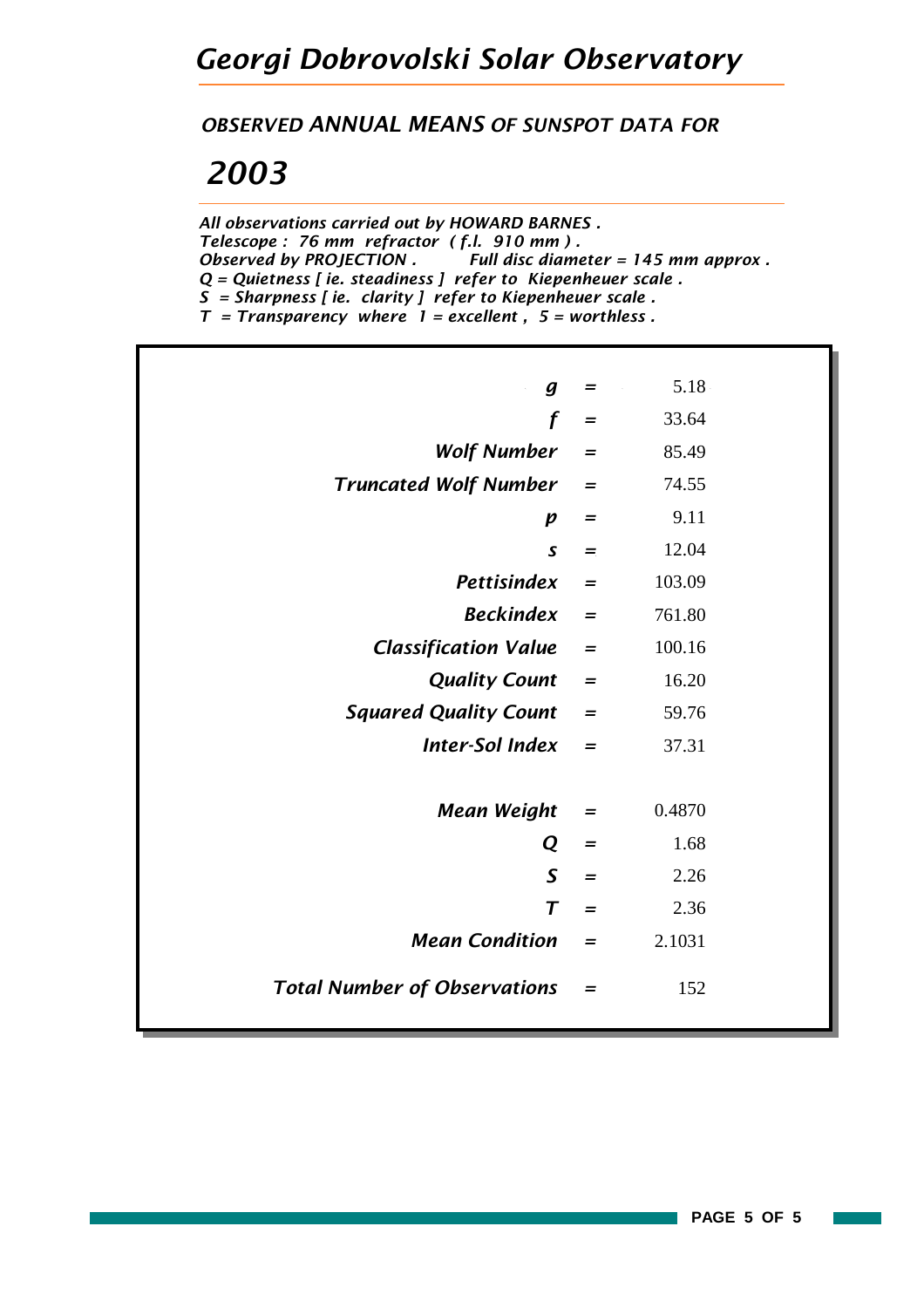# *Georgi Dobrovolski Solar Observatory*

## *OBSERVED ANNUAL MEANS OF SUNSPOT DATA FOR*

# *2003*

*All observations carried out by HOWARD BARNES .*
*Telescope : 76 mm refractor ( f.l. 910 mm ) .*
*Observed by PROJECTION . Full disc diameter = 145 mm approx .*
*Q = Quietness [ ie. steadiness ] refer to Kiepenheuer scale .*
*S = Sharpness [ ie. clarity ] refer to Kiepenheuer scale .*
*T = Transparency where 1 = excellent , 5 = worthless .*

| | | |
|---|---|---|
| ***g*** | = | 5.18 |
| ***f*** | = | 33.64 |
| ***Wolf Number*** | = | 85.49 |
| ***Truncated Wolf Number*** | = | 74.55 |
| ***p*** | = | 9.11 |
| ***s*** | = | 12.04 |
| ***Pettisindex*** | = | 103.09 |
| ***Beckindex*** | = | 761.80 |
| ***Classification Value*** | = | 100.16 |
| ***Quality Count*** | = | 16.20 |
| ***Squared Quality Count*** | = | 59.76 |
| ***Inter-Sol Index*** | = | 37.31 |
| ***Mean Weight*** | = | 0.4870 |
| ***Q*** | = | 1.68 |
| ***S*** | = | 2.26 |
| ***T*** | = | 2.36 |
| ***Mean Condition*** | = | 2.1031 |
| ***Total Number of Observations*** | = | 152 |